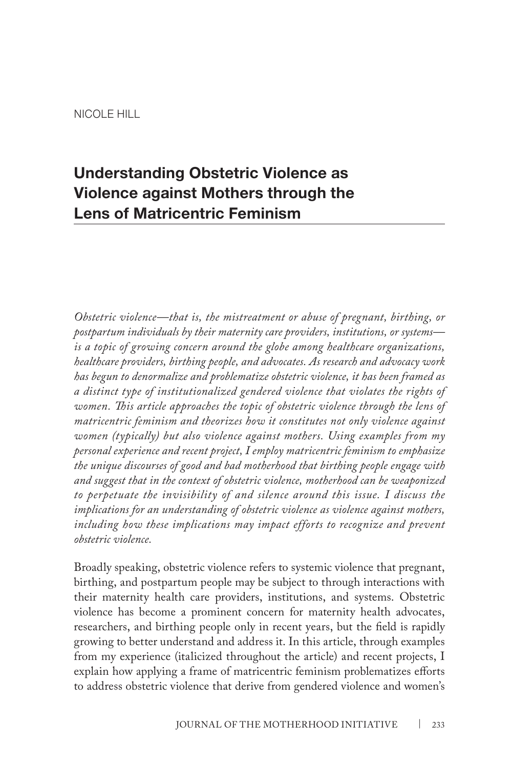NICOLE HILL

# Understanding Obstetric Violence as Violence against Mothers through the Lens of Matricentric Feminism

*Obstetric violence—that is, the mistreatment or abuse of pregnant, birthing, or postpartum individuals by their maternity care providers, institutions, or systems—is a topic of growing concern around the globe among healthcare organizations, healthcare providers, birthing people, and advocates. As research and advocacy work has begun to denormalize and problematize obstetric violence, it has been framed as a distinct type of institutionalized gendered violence that violates the rights of women. This article approaches the topic of obstetric violence through the lens of matricentric feminism and theorizes how it constitutes not only violence against women (typically) but also violence against mothers. Using examples from my personal experience and recent project, I employ matricentric feminism to emphasize the unique discourses of good and bad motherhood that birthing people engage with and suggest that in the context of obstetric violence, motherhood can be weaponized to perpetuate the invisibility of and silence around this issue. I discuss the implications for an understanding of obstetric violence as violence against mothers, including how these implications may impact efforts to recognize and prevent obstetric violence.*

Broadly speaking, obstetric violence refers to systemic violence that pregnant, birthing, and postpartum people may be subject to through interactions with their maternity health care providers, institutions, and systems. Obstetric violence has become a prominent concern for maternity health advocates, researchers, and birthing people only in recent years, but the field is rapidly growing to better understand and address it. In this article, through examples from my experience (italicized throughout the article) and recent projects, I explain how applying a frame of matricentric feminism problematizes efforts to address obstetric violence that derive from gendered violence and women's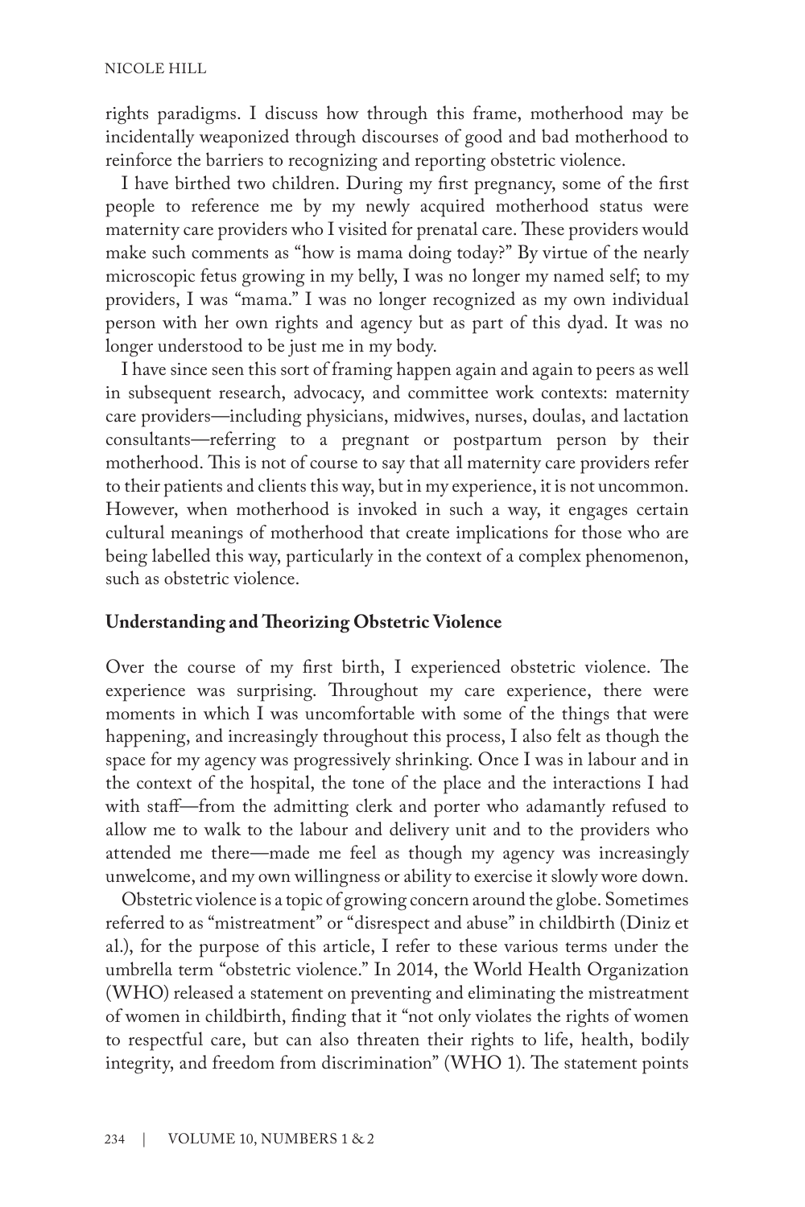rights paradigms. I discuss how through this frame, motherhood may be incidentally weaponized through discourses of good and bad motherhood to reinforce the barriers to recognizing and reporting obstetric violence.

I have birthed two children. During my first pregnancy, some of the first people to reference me by my newly acquired motherhood status were maternity care providers who I visited for prenatal care. These providers would make such comments as "how is mama doing today?" By virtue of the nearly microscopic fetus growing in my belly, I was no longer my named self; to my providers, I was "mama." I was no longer recognized as my own individual person with her own rights and agency but as part of this dyad. It was no longer understood to be just me in my body.

I have since seen this sort of framing happen again and again to peers as well in subsequent research, advocacy, and committee work contexts: maternity care providers—including physicians, midwives, nurses, doulas, and lactation consultants—referring to a pregnant or postpartum person by their motherhood. This is not of course to say that all maternity care providers refer to their patients and clients this way, but in my experience, it is not uncommon. However, when motherhood is invoked in such a way, it engages certain cultural meanings of motherhood that create implications for those who are being labelled this way, particularly in the context of a complex phenomenon, such as obstetric violence.

## Understanding and Theorizing Obstetric Violence

Over the course of my first birth, I experienced obstetric violence. The experience was surprising. Throughout my care experience, there were moments in which I was uncomfortable with some of the things that were happening, and increasingly throughout this process, I also felt as though the space for my agency was progressively shrinking. Once I was in labour and in the context of the hospital, the tone of the place and the interactions I had with staff—from the admitting clerk and porter who adamantly refused to allow me to walk to the labour and delivery unit and to the providers who attended me there—made me feel as though my agency was increasingly unwelcome, and my own willingness or ability to exercise it slowly wore down.

Obstetric violence is a topic of growing concern around the globe. Sometimes referred to as "mistreatment" or "disrespect and abuse" in childbirth (Diniz et al.), for the purpose of this article, I refer to these various terms under the umbrella term "obstetric violence." In 2014, the World Health Organization (WHO) released a statement on preventing and eliminating the mistreatment of women in childbirth, finding that it "not only violates the rights of women to respectful care, but can also threaten their rights to life, health, bodily integrity, and freedom from discrimination" (WHO 1). The statement points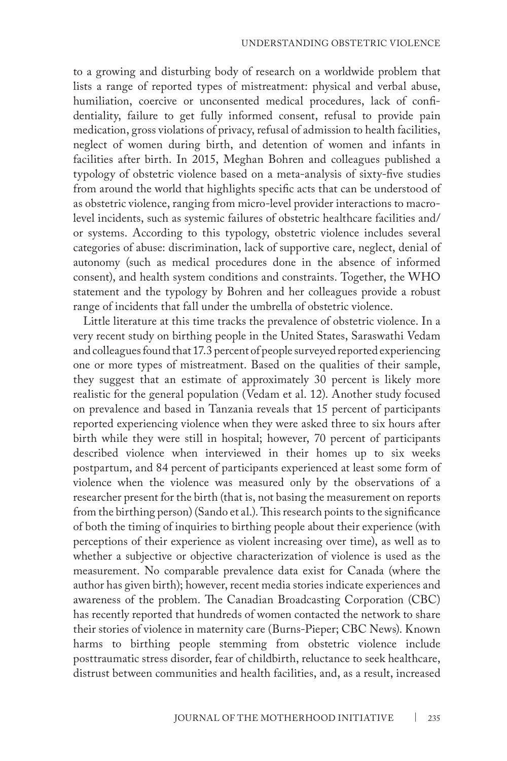to a growing and disturbing body of research on a worldwide problem that lists a range of reported types of mistreatment: physical and verbal abuse, humiliation, coercive or unconsented medical procedures, lack of confidentiality, failure to get fully informed consent, refusal to provide pain medication, gross violations of privacy, refusal of admission to health facilities, neglect of women during birth, and detention of women and infants in facilities after birth. In 2015, Meghan Bohren and colleagues published a typology of obstetric violence based on a meta-analysis of sixty-five studies from around the world that highlights specific acts that can be understood of as obstetric violence, ranging from micro-level provider interactions to macro-level incidents, such as systemic failures of obstetric healthcare facilities and/or systems. According to this typology, obstetric violence includes several categories of abuse: discrimination, lack of supportive care, neglect, denial of autonomy (such as medical procedures done in the absence of informed consent), and health system conditions and constraints. Together, the WHO statement and the typology by Bohren and her colleagues provide a robust range of incidents that fall under the umbrella of obstetric violence.

Little literature at this time tracks the prevalence of obstetric violence. In a very recent study on birthing people in the United States, Saraswathi Vedam and colleagues found that 17.3 percent of people surveyed reported experiencing one or more types of mistreatment. Based on the qualities of their sample, they suggest that an estimate of approximately 30 percent is likely more realistic for the general population (Vedam et al. 12). Another study focused on prevalence and based in Tanzania reveals that 15 percent of participants reported experiencing violence when they were asked three to six hours after birth while they were still in hospital; however, 70 percent of participants described violence when interviewed in their homes up to six weeks postpartum, and 84 percent of participants experienced at least some form of violence when the violence was measured only by the observations of a researcher present for the birth (that is, not basing the measurement on reports from the birthing person) (Sando et al.). This research points to the significance of both the timing of inquiries to birthing people about their experience (with perceptions of their experience as violent increasing over time), as well as to whether a subjective or objective characterization of violence is used as the measurement. No comparable prevalence data exist for Canada (where the author has given birth); however, recent media stories indicate experiences and awareness of the problem. The Canadian Broadcasting Corporation (CBC) has recently reported that hundreds of women contacted the network to share their stories of violence in maternity care (Burns-Pieper; CBC News). Known harms to birthing people stemming from obstetric violence include posttraumatic stress disorder, fear of childbirth, reluctance to seek healthcare, distrust between communities and health facilities, and, as a result, increased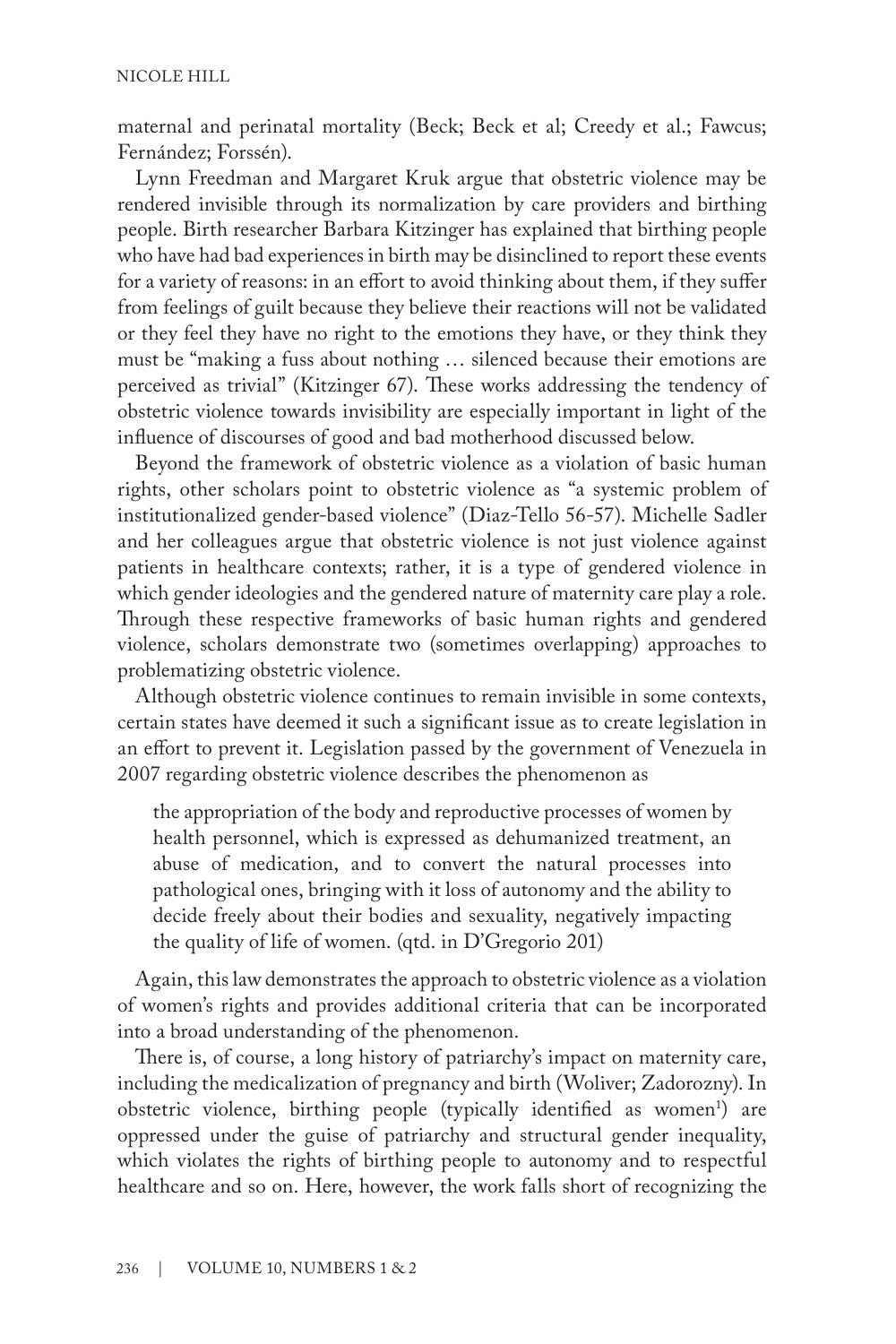maternal and perinatal mortality (Beck; Beck et al; Creedy et al.; Fawcus; Fernández; Forssén).

Lynn Freedman and Margaret Kruk argue that obstetric violence may be rendered invisible through its normalization by care providers and birthing people. Birth researcher Barbara Kitzinger has explained that birthing people who have had bad experiences in birth may be disinclined to report these events for a variety of reasons: in an effort to avoid thinking about them, if they suffer from feelings of guilt because they believe their reactions will not be validated or they feel they have no right to the emotions they have, or they think they must be "making a fuss about nothing … silenced because their emotions are perceived as trivial" (Kitzinger 67). These works addressing the tendency of obstetric violence towards invisibility are especially important in light of the influence of discourses of good and bad motherhood discussed below.

Beyond the framework of obstetric violence as a violation of basic human rights, other scholars point to obstetric violence as "a systemic problem of institutionalized gender-based violence" (Diaz-Tello 56-57). Michelle Sadler and her colleagues argue that obstetric violence is not just violence against patients in healthcare contexts; rather, it is a type of gendered violence in which gender ideologies and the gendered nature of maternity care play a role. Through these respective frameworks of basic human rights and gendered violence, scholars demonstrate two (sometimes overlapping) approaches to problematizing obstetric violence.

Although obstetric violence continues to remain invisible in some contexts, certain states have deemed it such a significant issue as to create legislation in an effort to prevent it. Legislation passed by the government of Venezuela in 2007 regarding obstetric violence describes the phenomenon as

> the appropriation of the body and reproductive processes of women by health personnel, which is expressed as dehumanized treatment, an abuse of medication, and to convert the natural processes into pathological ones, bringing with it loss of autonomy and the ability to decide freely about their bodies and sexuality, negatively impacting the quality of life of women. (qtd. in D'Gregorio 201)

Again, this law demonstrates the approach to obstetric violence as a violation of women's rights and provides additional criteria that can be incorporated into a broad understanding of the phenomenon.

There is, of course, a long history of patriarchy's impact on maternity care, including the medicalization of pregnancy and birth (Woliver; Zadorozny). In obstetric violence, birthing people (typically identified as women[1]) are oppressed under the guise of patriarchy and structural gender inequality, which violates the rights of birthing people to autonomy and to respectful healthcare and so on. Here, however, the work falls short of recognizing the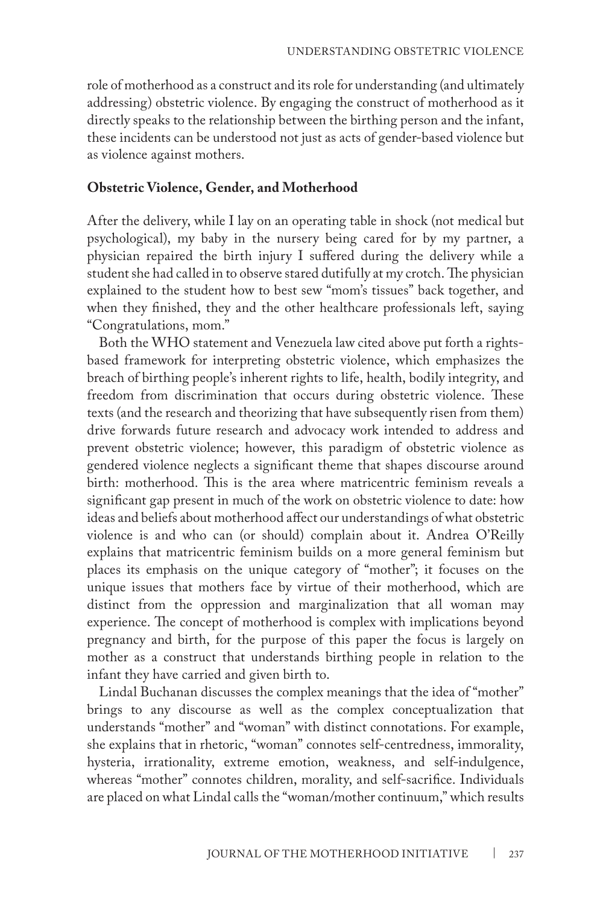role of motherhood as a construct and its role for understanding (and ultimately addressing) obstetric violence. By engaging the construct of motherhood as it directly speaks to the relationship between the birthing person and the infant, these incidents can be understood not just as acts of gender-based violence but as violence against mothers.

**Obstetric Violence, Gender, and Motherhood**

After the delivery, while I lay on an operating table in shock (not medical but psychological), my baby in the nursery being cared for by my partner, a physician repaired the birth injury I suffered during the delivery while a student she had called in to observe stared dutifully at my crotch. The physician explained to the student how to best sew "mom's tissues" back together, and when they finished, they and the other healthcare professionals left, saying "Congratulations, mom."

Both the WHO statement and Venezuela law cited above put forth a rights-based framework for interpreting obstetric violence, which emphasizes the breach of birthing people's inherent rights to life, health, bodily integrity, and freedom from discrimination that occurs during obstetric violence. These texts (and the research and theorizing that have subsequently risen from them) drive forwards future research and advocacy work intended to address and prevent obstetric violence; however, this paradigm of obstetric violence as gendered violence neglects a significant theme that shapes discourse around birth: motherhood. This is the area where matricentric feminism reveals a significant gap present in much of the work on obstetric violence to date: how ideas and beliefs about motherhood affect our understandings of what obstetric violence is and who can (or should) complain about it. Andrea O'Reilly explains that matricentric feminism builds on a more general feminism but places its emphasis on the unique category of "mother"; it focuses on the unique issues that mothers face by virtue of their motherhood, which are distinct from the oppression and marginalization that all woman may experience. The concept of motherhood is complex with implications beyond pregnancy and birth, for the purpose of this paper the focus is largely on mother as a construct that understands birthing people in relation to the infant they have carried and given birth to.

Lindal Buchanan discusses the complex meanings that the idea of "mother" brings to any discourse as well as the complex conceptualization that understands "mother" and "woman" with distinct connotations. For example, she explains that in rhetoric, "woman" connotes self-centredness, immorality, hysteria, irrationality, extreme emotion, weakness, and self-indulgence, whereas "mother" connotes children, morality, and self-sacrifice. Individuals are placed on what Lindal calls the "woman/mother continuum," which results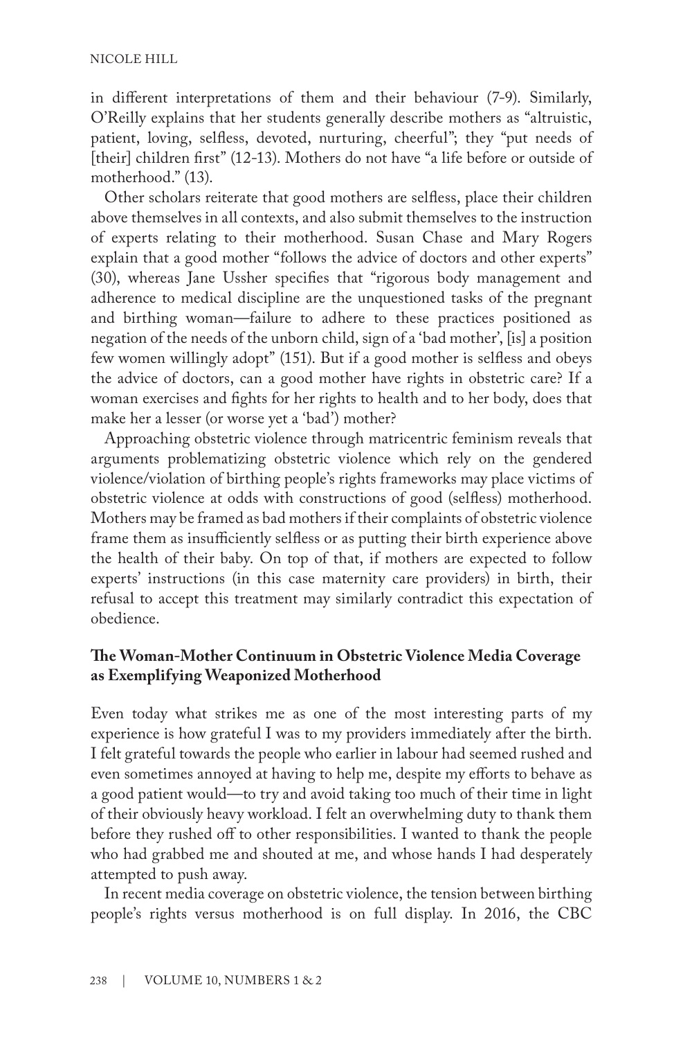in different interpretations of them and their behaviour (7-9). Similarly, O'Reilly explains that her students generally describe mothers as "altruistic, patient, loving, selfless, devoted, nurturing, cheerful"; they "put needs of [their] children first" (12-13). Mothers do not have "a life before or outside of motherhood." (13).

Other scholars reiterate that good mothers are selfless, place their children above themselves in all contexts, and also submit themselves to the instruction of experts relating to their motherhood. Susan Chase and Mary Rogers explain that a good mother "follows the advice of doctors and other experts" (30), whereas Jane Ussher specifies that "rigorous body management and adherence to medical discipline are the unquestioned tasks of the pregnant and birthing woman—failure to adhere to these practices positioned as negation of the needs of the unborn child, sign of a 'bad mother', [is] a position few women willingly adopt" (151). But if a good mother is selfless and obeys the advice of doctors, can a good mother have rights in obstetric care? If a woman exercises and fights for her rights to health and to her body, does that make her a lesser (or worse yet a 'bad') mother?

Approaching obstetric violence through matricentric feminism reveals that arguments problematizing obstetric violence which rely on the gendered violence/violation of birthing people's rights frameworks may place victims of obstetric violence at odds with constructions of good (selfless) motherhood. Mothers may be framed as bad mothers if their complaints of obstetric violence frame them as insufficiently selfless or as putting their birth experience above the health of their baby. On top of that, if mothers are expected to follow experts' instructions (in this case maternity care providers) in birth, their refusal to accept this treatment may similarly contradict this expectation of obedience.

### The Woman-Mother Continuum in Obstetric Violence Media Coverage as Exemplifying Weaponized Motherhood

Even today what strikes me as one of the most interesting parts of my experience is how grateful I was to my providers immediately after the birth. I felt grateful towards the people who earlier in labour had seemed rushed and even sometimes annoyed at having to help me, despite my efforts to behave as a good patient would—to try and avoid taking too much of their time in light of their obviously heavy workload. I felt an overwhelming duty to thank them before they rushed off to other responsibilities. I wanted to thank the people who had grabbed me and shouted at me, and whose hands I had desperately attempted to push away.

In recent media coverage on obstetric violence, the tension between birthing people's rights versus motherhood is on full display. In 2016, the CBC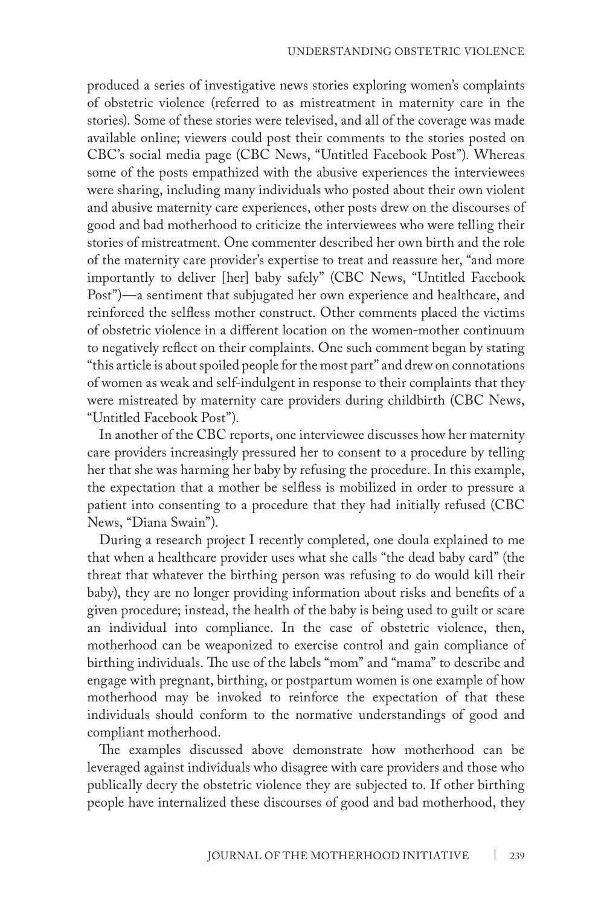produced a series of investigative news stories exploring women's complaints of obstetric violence (referred to as mistreatment in maternity care in the stories). Some of these stories were televised, and all of the coverage was made available online; viewers could post their comments to the stories posted on CBC's social media page (CBC News, "Untitled Facebook Post"). Whereas some of the posts empathized with the abusive experiences the interviewees were sharing, including many individuals who posted about their own violent and abusive maternity care experiences, other posts drew on the discourses of good and bad motherhood to criticize the interviewees who were telling their stories of mistreatment. One commenter described her own birth and the role of the maternity care provider's expertise to treat and reassure her, "and more importantly to deliver [her] baby safely" (CBC News, "Untitled Facebook Post")—a sentiment that subjugated her own experience and healthcare, and reinforced the selfless mother construct. Other comments placed the victims of obstetric violence in a different location on the women-mother continuum to negatively reflect on their complaints. One such comment began by stating "this article is about spoiled people for the most part" and drew on connotations of women as weak and self-indulgent in response to their complaints that they were mistreated by maternity care providers during childbirth (CBC News, "Untitled Facebook Post").

In another of the CBC reports, one interviewee discusses how her maternity care providers increasingly pressured her to consent to a procedure by telling her that she was harming her baby by refusing the procedure. In this example, the expectation that a mother be selfless is mobilized in order to pressure a patient into consenting to a procedure that they had initially refused (CBC News, "Diana Swain").

During a research project I recently completed, one doula explained to me that when a healthcare provider uses what she calls "the dead baby card" (the threat that whatever the birthing person was refusing to do would kill their baby), they are no longer providing information about risks and benefits of a given procedure; instead, the health of the baby is being used to guilt or scare an individual into compliance. In the case of obstetric violence, then, motherhood can be weaponized to exercise control and gain compliance of birthing individuals. The use of the labels "mom" and "mama" to describe and engage with pregnant, birthing, or postpartum women is one example of how motherhood may be invoked to reinforce the expectation of that these individuals should conform to the normative understandings of good and compliant motherhood.

The examples discussed above demonstrate how motherhood can be leveraged against individuals who disagree with care providers and those who publically decry the obstetric violence they are subjected to. If other birthing people have internalized these discourses of good and bad motherhood, they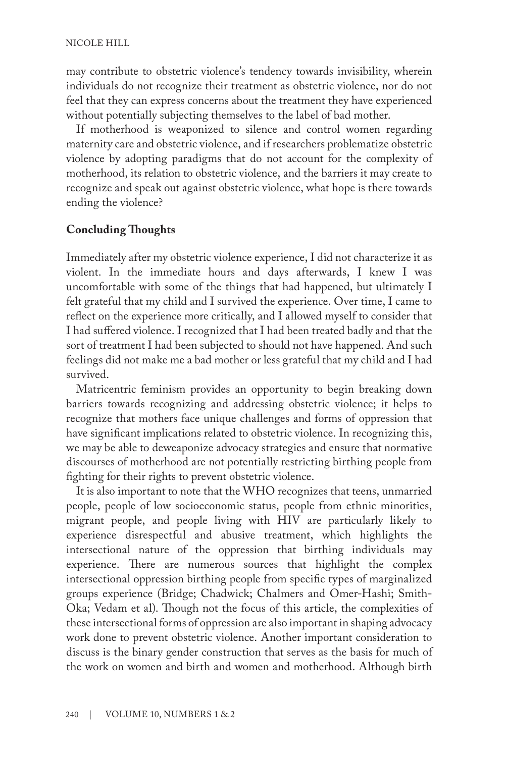may contribute to obstetric violence's tendency towards invisibility, wherein individuals do not recognize their treatment as obstetric violence, nor do not feel that they can express concerns about the treatment they have experienced without potentially subjecting themselves to the label of bad mother.

If motherhood is weaponized to silence and control women regarding maternity care and obstetric violence, and if researchers problematize obstetric violence by adopting paradigms that do not account for the complexity of motherhood, its relation to obstetric violence, and the barriers it may create to recognize and speak out against obstetric violence, what hope is there towards ending the violence?

**Concluding Thoughts**

Immediately after my obstetric violence experience, I did not characterize it as violent. In the immediate hours and days afterwards, I knew I was uncomfortable with some of the things that had happened, but ultimately I felt grateful that my child and I survived the experience. Over time, I came to reflect on the experience more critically, and I allowed myself to consider that I had suffered violence. I recognized that I had been treated badly and that the sort of treatment I had been subjected to should not have happened. And such feelings did not make me a bad mother or less grateful that my child and I had survived.

Matricentric feminism provides an opportunity to begin breaking down barriers towards recognizing and addressing obstetric violence; it helps to recognize that mothers face unique challenges and forms of oppression that have significant implications related to obstetric violence. In recognizing this, we may be able to deweaponize advocacy strategies and ensure that normative discourses of motherhood are not potentially restricting birthing people from fighting for their rights to prevent obstetric violence.

It is also important to note that the WHO recognizes that teens, unmarried people, people of low socioeconomic status, people from ethnic minorities, migrant people, and people living with HIV are particularly likely to experience disrespectful and abusive treatment, which highlights the intersectional nature of the oppression that birthing individuals may experience. There are numerous sources that highlight the complex intersectional oppression birthing people from specific types of marginalized groups experience (Bridge; Chadwick; Chalmers and Omer-Hashi; Smith-Oka; Vedam et al). Though not the focus of this article, the complexities of these intersectional forms of oppression are also important in shaping advocacy work done to prevent obstetric violence. Another important consideration to discuss is the binary gender construction that serves as the basis for much of the work on women and birth and women and motherhood. Although birth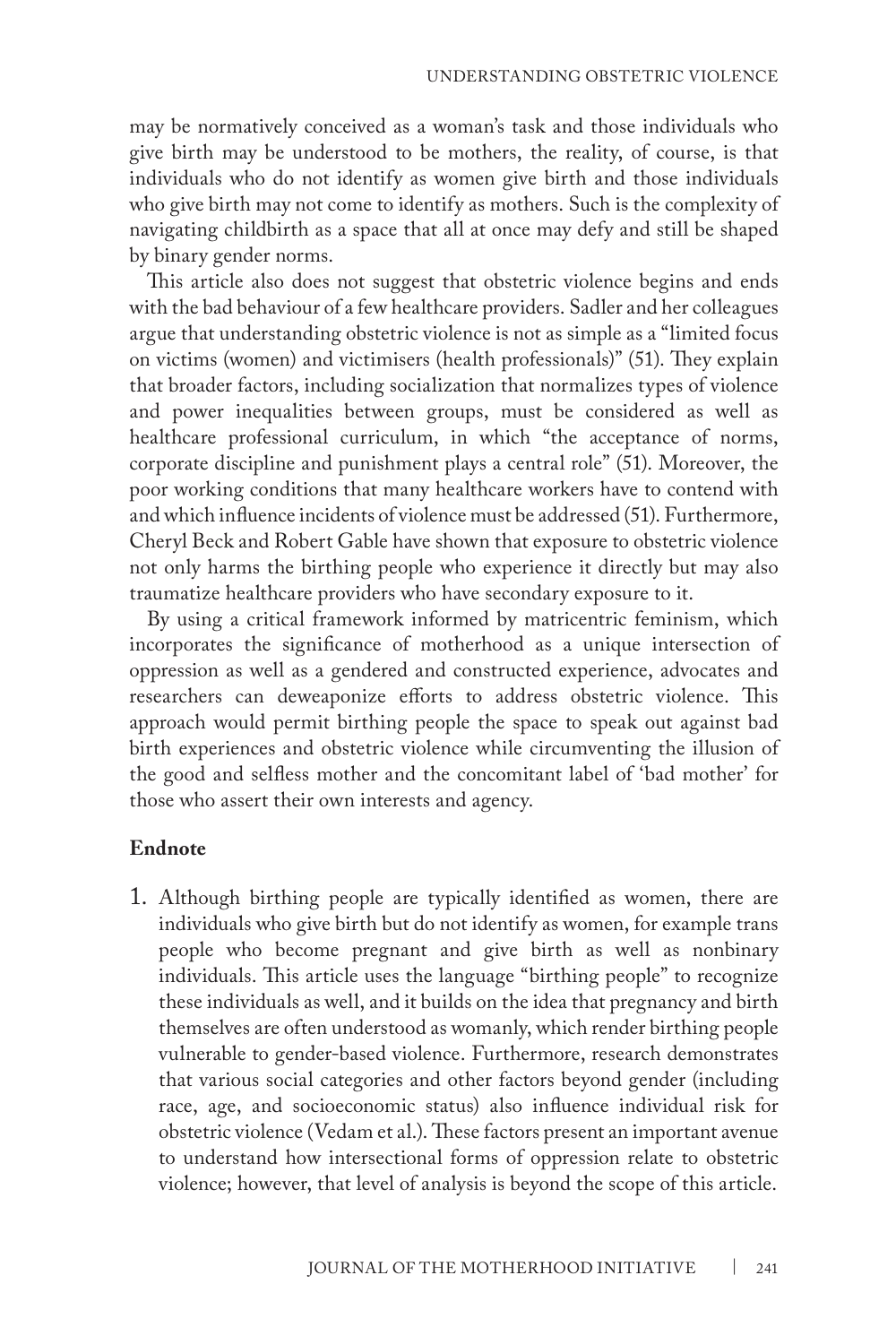may be normatively conceived as a woman's task and those individuals who give birth may be understood to be mothers, the reality, of course, is that individuals who do not identify as women give birth and those individuals who give birth may not come to identify as mothers. Such is the complexity of navigating childbirth as a space that all at once may defy and still be shaped by binary gender norms.

This article also does not suggest that obstetric violence begins and ends with the bad behaviour of a few healthcare providers. Sadler and her colleagues argue that understanding obstetric violence is not as simple as a "limited focus on victims (women) and victimisers (health professionals)" (51). They explain that broader factors, including socialization that normalizes types of violence and power inequalities between groups, must be considered as well as healthcare professional curriculum, in which "the acceptance of norms, corporate discipline and punishment plays a central role" (51). Moreover, the poor working conditions that many healthcare workers have to contend with and which influence incidents of violence must be addressed (51). Furthermore, Cheryl Beck and Robert Gable have shown that exposure to obstetric violence not only harms the birthing people who experience it directly but may also traumatize healthcare providers who have secondary exposure to it.

By using a critical framework informed by matricentric feminism, which incorporates the significance of motherhood as a unique intersection of oppression as well as a gendered and constructed experience, advocates and researchers can deweaponize efforts to address obstetric violence. This approach would permit birthing people the space to speak out against bad birth experiences and obstetric violence while circumventing the illusion of the good and selfless mother and the concomitant label of 'bad mother' for those who assert their own interests and agency.

**Endnote**

1. Although birthing people are typically identified as women, there are individuals who give birth but do not identify as women, for example trans people who become pregnant and give birth as well as nonbinary individuals. This article uses the language "birthing people" to recognize these individuals as well, and it builds on the idea that pregnancy and birth themselves are often understood as womanly, which render birthing people vulnerable to gender-based violence. Furthermore, research demonstrates that various social categories and other factors beyond gender (including race, age, and socioeconomic status) also influence individual risk for obstetric violence (Vedam et al.). These factors present an important avenue to understand how intersectional forms of oppression relate to obstetric violence; however, that level of analysis is beyond the scope of this article.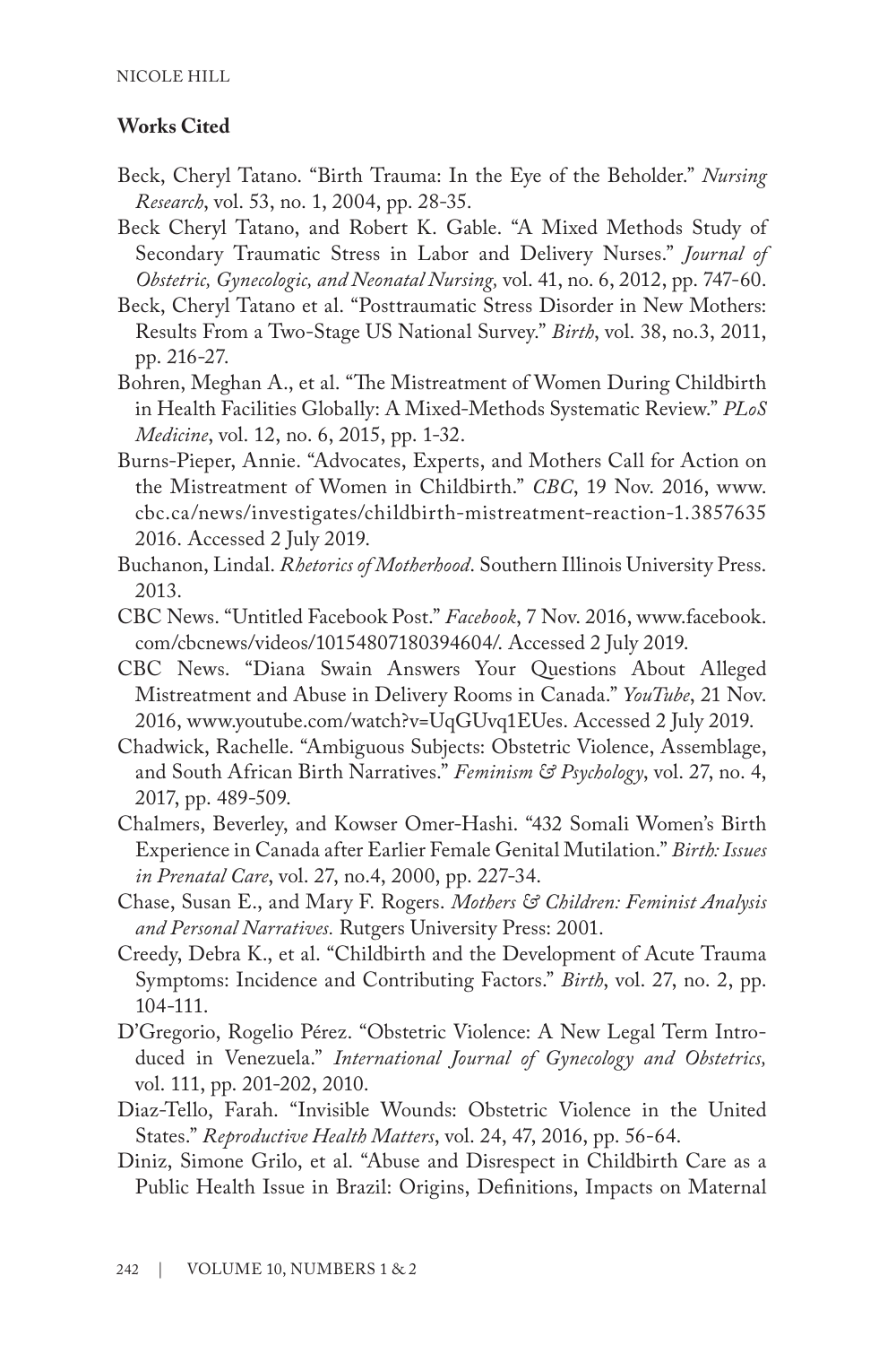**Works Cited**

Beck, Cheryl Tatano. "Birth Trauma: In the Eye of the Beholder." *Nursing Research*, vol. 53, no. 1, 2004, pp. 28-35.

Beck Cheryl Tatano, and Robert K. Gable. "A Mixed Methods Study of Secondary Traumatic Stress in Labor and Delivery Nurses." *Journal of Obstetric, Gynecologic, and Neonatal Nursing,* vol. 41, no. 6, 2012, pp. 747-60.

Beck, Cheryl Tatano et al. "Posttraumatic Stress Disorder in New Mothers: Results From a Two-Stage US National Survey." *Birth*, vol. 38, no.3, 2011, pp. 216-27.

Bohren, Meghan A., et al. "The Mistreatment of Women During Childbirth in Health Facilities Globally: A Mixed-Methods Systematic Review." *PLoS Medicine*, vol. 12, no. 6, 2015, pp. 1-32.

Burns-Pieper, Annie. "Advocates, Experts, and Mothers Call for Action on the Mistreatment of Women in Childbirth." *CBC*, 19 Nov. 2016, www.cbc.ca/news/investigates/childbirth-mistreatment-reaction-1.3857635 2016. Accessed 2 July 2019.

Buchanon, Lindal. *Rhetorics of Motherhood*. Southern Illinois University Press. 2013.

CBC News. "Untitled Facebook Post." *Facebook*, 7 Nov. 2016, www.facebook.com/cbcnews/videos/10154807180394604/. Accessed 2 July 2019.

CBC News. "Diana Swain Answers Your Questions About Alleged Mistreatment and Abuse in Delivery Rooms in Canada." *YouTube*, 21 Nov. 2016, www.youtube.com/watch?v=UqGUvq1EUes. Accessed 2 July 2019.

Chadwick, Rachelle. "Ambiguous Subjects: Obstetric Violence, Assemblage, and South African Birth Narratives." *Feminism & Psychology*, vol. 27, no. 4, 2017, pp. 489-509.

Chalmers, Beverley, and Kowser Omer-Hashi. "432 Somali Women's Birth Experience in Canada after Earlier Female Genital Mutilation." *Birth: Issues in Prenatal Care*, vol. 27, no.4, 2000, pp. 227-34.

Chase, Susan E., and Mary F. Rogers. *Mothers & Children: Feminist Analysis and Personal Narratives.* Rutgers University Press: 2001.

Creedy, Debra K., et al. "Childbirth and the Development of Acute Trauma Symptoms: Incidence and Contributing Factors." *Birth*, vol. 27, no. 2, pp. 104-111.

D'Gregorio, Rogelio Pérez. "Obstetric Violence: A New Legal Term Introduced in Venezuela." *International Journal of Gynecology and Obstetrics,* vol. 111, pp. 201-202, 2010.

Diaz-Tello, Farah. "Invisible Wounds: Obstetric Violence in the United States." *Reproductive Health Matters*, vol. 24, 47, 2016, pp. 56-64.

Diniz, Simone Grilo, et al. "Abuse and Disrespect in Childbirth Care as a Public Health Issue in Brazil: Origins, Definitions, Impacts on Maternal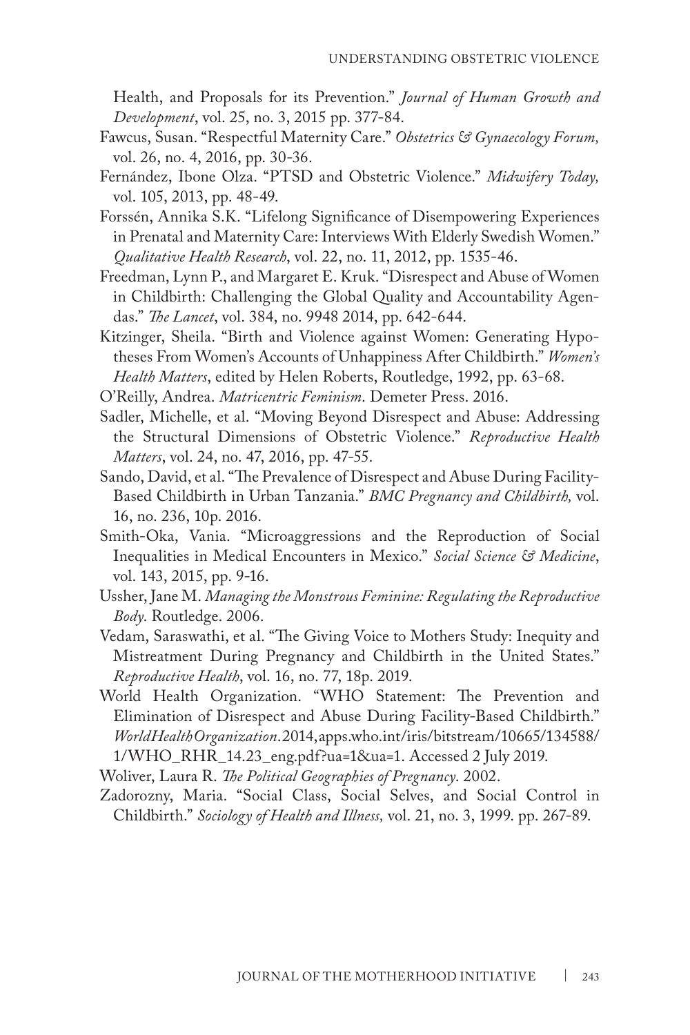Health, and Proposals for its Prevention." *Journal of Human Growth and Development*, vol. 25, no. 3, 2015 pp. 377-84.

Fawcus, Susan. "Respectful Maternity Care." *Obstetrics & Gynaecology Forum,* vol. 26, no. 4, 2016, pp. 30-36.

Fernández, Ibone Olza. "PTSD and Obstetric Violence." *Midwifery Today,* vol. 105, 2013, pp. 48-49.

Forssén, Annika S.K. "Lifelong Significance of Disempowering Experiences in Prenatal and Maternity Care: Interviews With Elderly Swedish Women." *Qualitative Health Research*, vol. 22, no. 11, 2012, pp. 1535-46.

Freedman, Lynn P., and Margaret E. Kruk. "Disrespect and Abuse of Women in Childbirth: Challenging the Global Quality and Accountability Agendas." *The Lancet*, vol. 384, no. 9948 2014, pp. 642-644.

Kitzinger, Sheila. "Birth and Violence against Women: Generating Hypotheses From Women's Accounts of Unhappiness After Childbirth." *Women's Health Matters*, edited by Helen Roberts, Routledge, 1992, pp. 63-68.

O'Reilly, Andrea. *Matricentric Feminism*. Demeter Press. 2016.

Sadler, Michelle, et al. "Moving Beyond Disrespect and Abuse: Addressing the Structural Dimensions of Obstetric Violence." *Reproductive Health Matters*, vol. 24, no. 47, 2016, pp. 47-55.

Sando, David, et al. "The Prevalence of Disrespect and Abuse During Facility-Based Childbirth in Urban Tanzania." *BMC Pregnancy and Childbirth,* vol. 16, no. 236, 10p. 2016.

Smith-Oka, Vania. "Microaggressions and the Reproduction of Social Inequalities in Medical Encounters in Mexico." *Social Science & Medicine*, vol. 143, 2015, pp. 9-16.

Ussher, Jane M. *Managing the Monstrous Feminine: Regulating the Reproductive Body*. Routledge. 2006.

Vedam, Saraswathi, et al. "The Giving Voice to Mothers Study: Inequity and Mistreatment During Pregnancy and Childbirth in the United States." *Reproductive Health*, vol. 16, no. 77, 18p. 2019.

World Health Organization. "WHO Statement: The Prevention and Elimination of Disrespect and Abuse During Facility-Based Childbirth." *World Health Organization*. 2014, apps.who.int/iris/bitstream/10665/134588/1/WHO_RHR_14.23_eng.pdf?ua=1&ua=1. Accessed 2 July 2019.

Woliver, Laura R. *The Political Geographies of Pregnancy*. 2002.

Zadorozny, Maria. "Social Class, Social Selves, and Social Control in Childbirth." *Sociology of Health and Illness,* vol. 21, no. 3, 1999. pp. 267-89.